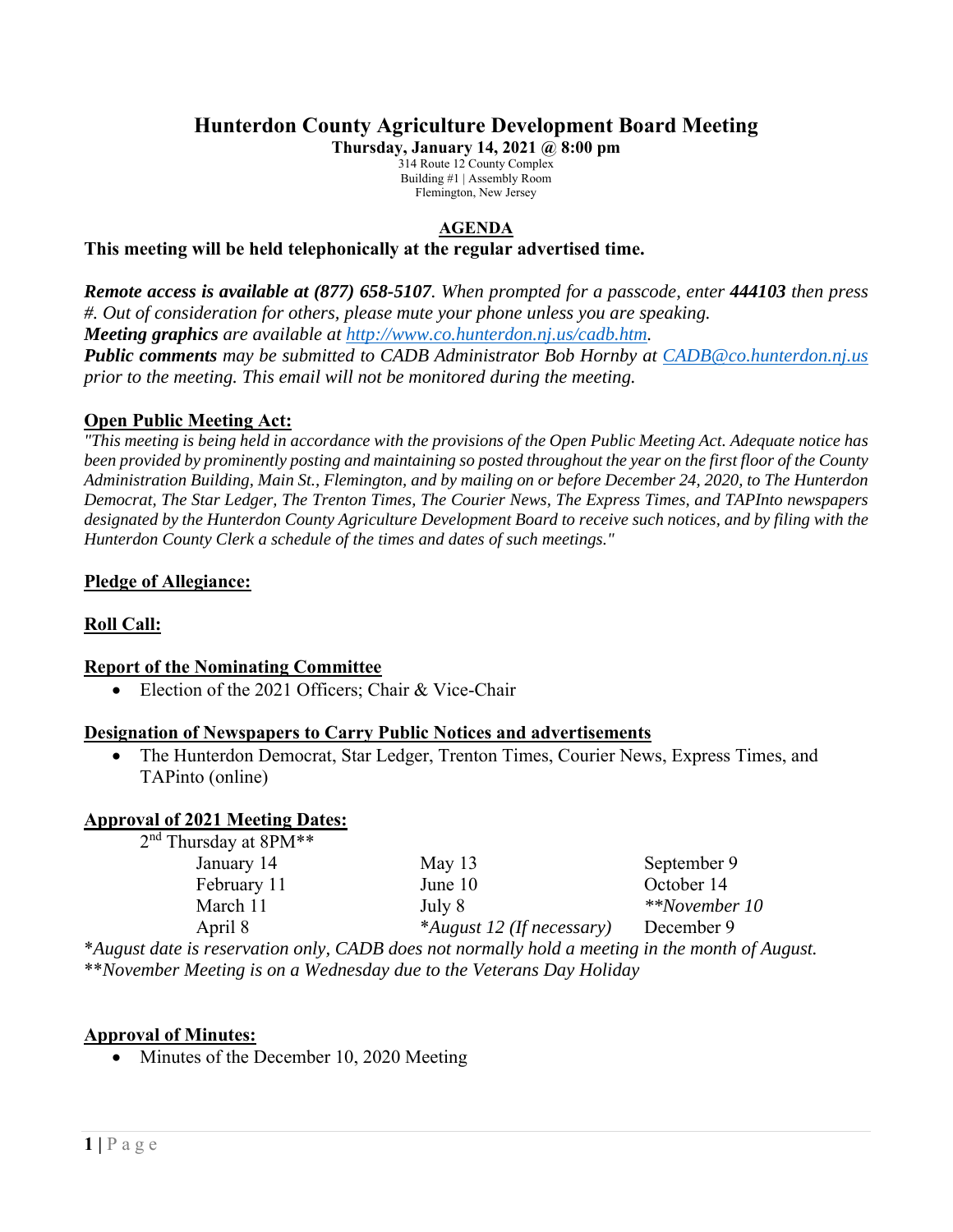# Hunterdon County Agriculture Development Board Meeting

**Thursday, January 14, 2021 @ 8:00 pm**

314 Route 12 County Complex
Building #1 | Assembly Room
Flemington, New Jersey

## AGENDA

**This meeting will be held telephonically at the regular advertised time.**

***Remote access is available at (877) 658-5107****. When prompted for a passcode, enter* ***444103*** *then press #. Out of consideration for others, please mute your phone unless you are speaking.*
***Meeting graphics*** *are available at http://www.co.hunterdon.nj.us/cadb.htm.*
***Public comments*** *may be submitted to CADB Administrator Bob Hornby at CADB@co.hunterdon.nj.us prior to the meeting. This email will not be monitored during the meeting.*

### Open Public Meeting Act:

*"This meeting is being held in accordance with the provisions of the Open Public Meeting Act. Adequate notice has been provided by prominently posting and maintaining so posted throughout the year on the first floor of the County Administration Building, Main St., Flemington, and by mailing on or before December 24, 2020, to The Hunterdon Democrat, The Star Ledger, The Trenton Times, The Courier News, The Express Times, and TAPInto newspapers designated by the Hunterdon County Agriculture Development Board to receive such notices, and by filing with the Hunterdon County Clerk a schedule of the times and dates of such meetings."*

### Pledge of Allegiance:

### Roll Call:

### Report of the Nominating Committee

- Election of the 2021 Officers; Chair & Vice-Chair

### Designation of Newspapers to Carry Public Notices and advertisements

- The Hunterdon Democrat, Star Ledger, Trenton Times, Courier News, Express Times, and TAPinto (online)

### Approval of 2021 Meeting Dates:

2nd Thursday at 8PM**

| | | |
|---|---|---|
| January 14 | May 13 | September 9 |
| February 11 | June 10 | October 14 |
| March 11 | July 8 | ***November 10* |
| April 8 | **August 12 (If necessary)* | December 9 |

**August date is reservation only, CADB does not normally hold a meeting in the month of August.*
***November Meeting is on a Wednesday due to the Veterans Day Holiday*

### Approval of Minutes:

- Minutes of the December 10, 2020 Meeting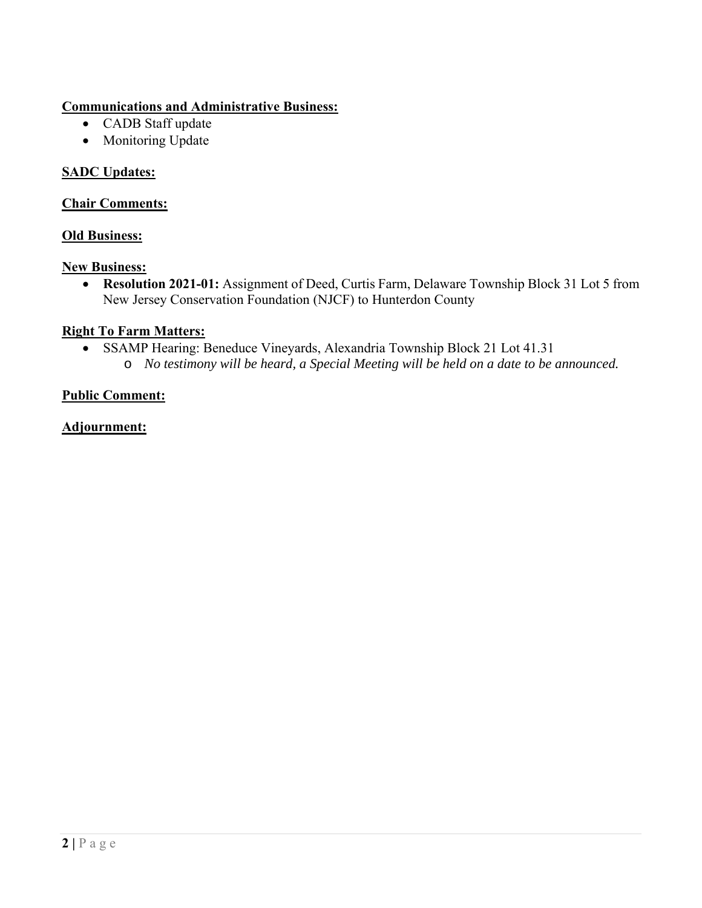**Communications and Administrative Business:**

- CADB Staff update
- Monitoring Update

**SADC Updates:**

**Chair Comments:**

**Old Business:**

**New Business:**

- **Resolution 2021-01:** Assignment of Deed, Curtis Farm, Delaware Township Block 31 Lot 5 from New Jersey Conservation Foundation (NJCF) to Hunterdon County

**Right To Farm Matters:**

- SSAMP Hearing: Beneduce Vineyards, Alexandria Township Block 21 Lot 41.31
  - *No testimony will be heard, a Special Meeting will be held on a date to be announced.*

**Public Comment:**

**Adjournment:**